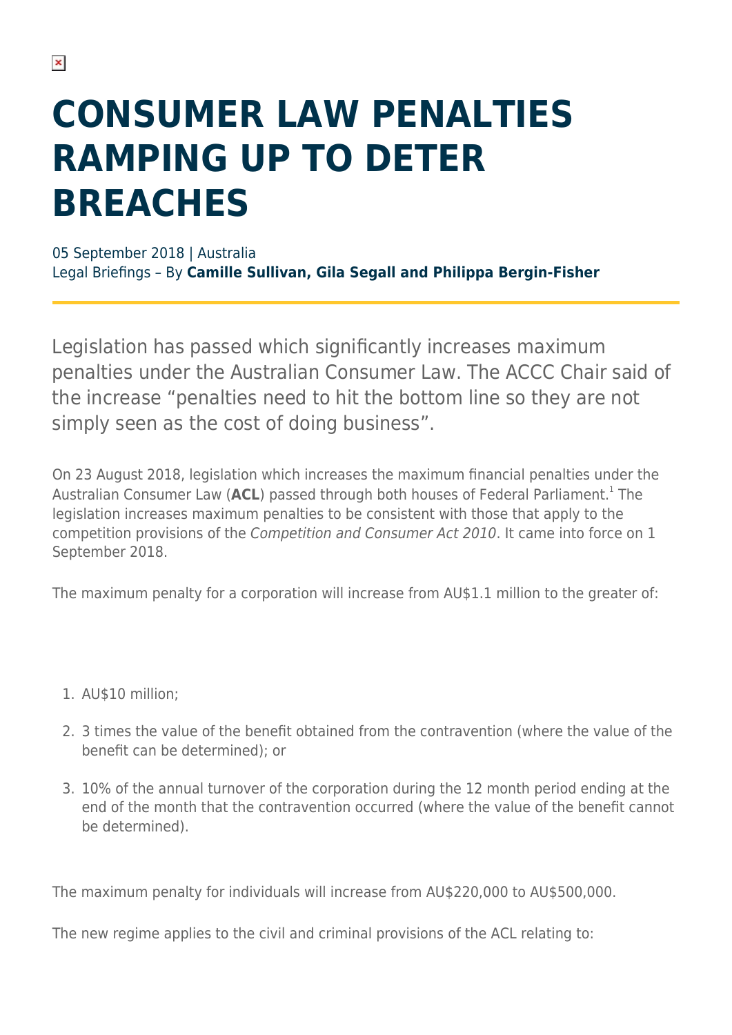# CONSUMER LAW PENALTIES RAMPING UP TO DETER BREACHES

05 September 2018 | Australia
Legal Briefings – By **Camille Sullivan, Gila Segall and Philippa Bergin-Fisher**

Legislation has passed which significantly increases maximum penalties under the Australian Consumer Law. The ACCC Chair said of the increase "penalties need to hit the bottom line so they are not simply seen as the cost of doing business".

On 23 August 2018, legislation which increases the maximum financial penalties under the Australian Consumer Law (**ACL**) passed through both houses of Federal Parliament.[1] The legislation increases maximum penalties to be consistent with those that apply to the competition provisions of the *Competition and Consumer Act 2010*. It came into force on 1 September 2018.

The maximum penalty for a corporation will increase from AU$1.1 million to the greater of:

1. AU$10 million;
2. 3 times the value of the benefit obtained from the contravention (where the value of the benefit can be determined); or
3. 10% of the annual turnover of the corporation during the 12 month period ending at the end of the month that the contravention occurred (where the value of the benefit cannot be determined).

The maximum penalty for individuals will increase from AU$220,000 to AU$500,000.

The new regime applies to the civil and criminal provisions of the ACL relating to: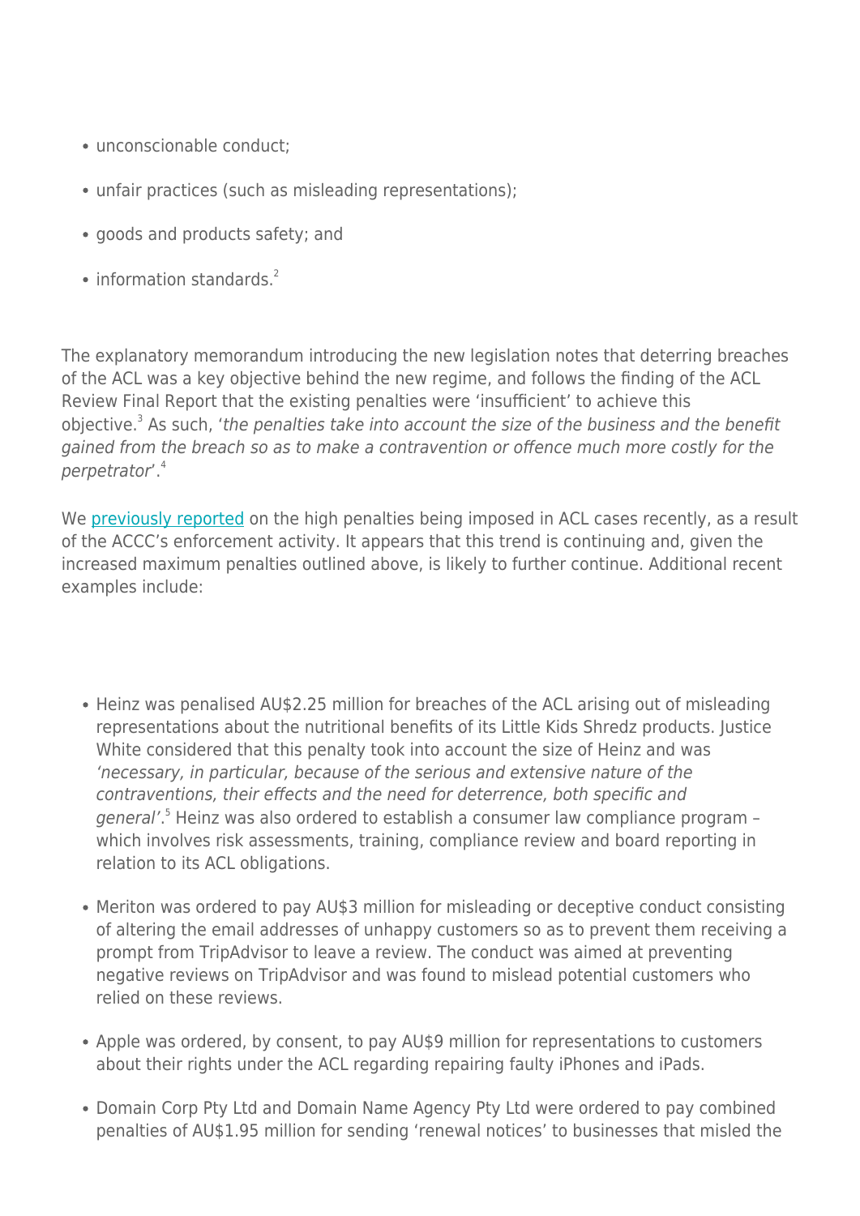- unconscionable conduct;
- unfair practices (such as misleading representations);
- goods and products safety; and
- information standards.[2]

The explanatory memorandum introducing the new legislation notes that deterring breaches of the ACL was a key objective behind the new regime, and follows the finding of the ACL Review Final Report that the existing penalties were 'insufficient' to achieve this objective.[3] As such, '*the penalties take into account the size of the business and the benefit gained from the breach so as to make a contravention or offence much more costly for the perpetrator*'.[4]

We [previously reported]() on the high penalties being imposed in ACL cases recently, as a result of the ACCC's enforcement activity. It appears that this trend is continuing and, given the increased maximum penalties outlined above, is likely to further continue. Additional recent examples include:

- Heinz was penalised AU$2.25 million for breaches of the ACL arising out of misleading representations about the nutritional benefits of its Little Kids Shredz products. Justice White considered that this penalty took into account the size of Heinz and was *'necessary, in particular, because of the serious and extensive nature of the contraventions, their effects and the need for deterrence, both specific and general'*.[5] Heinz was also ordered to establish a consumer law compliance program – which involves risk assessments, training, compliance review and board reporting in relation to its ACL obligations.
- Meriton was ordered to pay AU$3 million for misleading or deceptive conduct consisting of altering the email addresses of unhappy customers so as to prevent them receiving a prompt from TripAdvisor to leave a review. The conduct was aimed at preventing negative reviews on TripAdvisor and was found to mislead potential customers who relied on these reviews.
- Apple was ordered, by consent, to pay AU$9 million for representations to customers about their rights under the ACL regarding repairing faulty iPhones and iPads.
- Domain Corp Pty Ltd and Domain Name Agency Pty Ltd were ordered to pay combined penalties of AU$1.95 million for sending 'renewal notices' to businesses that misled the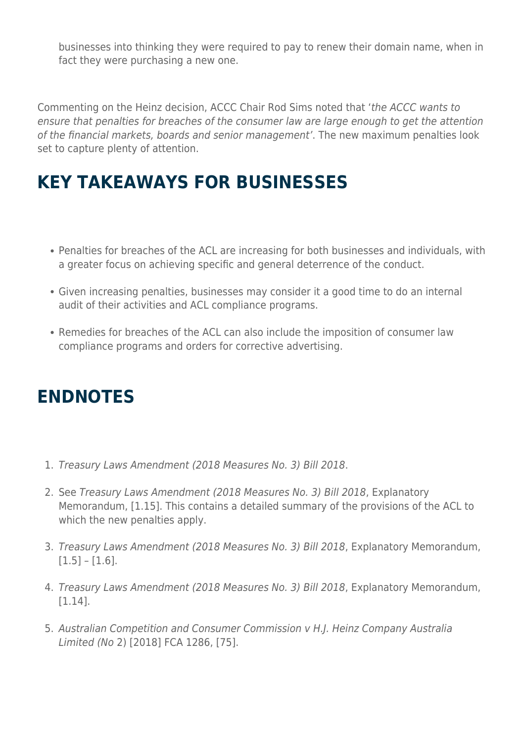businesses into thinking they were required to pay to renew their domain name, when in fact they were purchasing a new one.

Commenting on the Heinz decision, ACCC Chair Rod Sims noted that '*the ACCC wants to ensure that penalties for breaches of the consumer law are large enough to get the attention of the financial markets, boards and senior management*'. The new maximum penalties look set to capture plenty of attention.

## KEY TAKEAWAYS FOR BUSINESSES

- Penalties for breaches of the ACL are increasing for both businesses and individuals, with a greater focus on achieving specific and general deterrence of the conduct.
- Given increasing penalties, businesses may consider it a good time to do an internal audit of their activities and ACL compliance programs.
- Remedies for breaches of the ACL can also include the imposition of consumer law compliance programs and orders for corrective advertising.

## ENDNOTES

1. *Treasury Laws Amendment (2018 Measures No. 3) Bill 2018*.
2. See *Treasury Laws Amendment (2018 Measures No. 3) Bill 2018*, Explanatory Memorandum, [1.15]. This contains a detailed summary of the provisions of the ACL to which the new penalties apply.
3. *Treasury Laws Amendment (2018 Measures No. 3) Bill 2018*, Explanatory Memorandum, [1.5] – [1.6].
4. *Treasury Laws Amendment (2018 Measures No. 3) Bill 2018*, Explanatory Memorandum, [1.14].
5. *Australian Competition and Consumer Commission v H.J. Heinz Company Australia Limited (No* 2) [2018] FCA 1286, [75].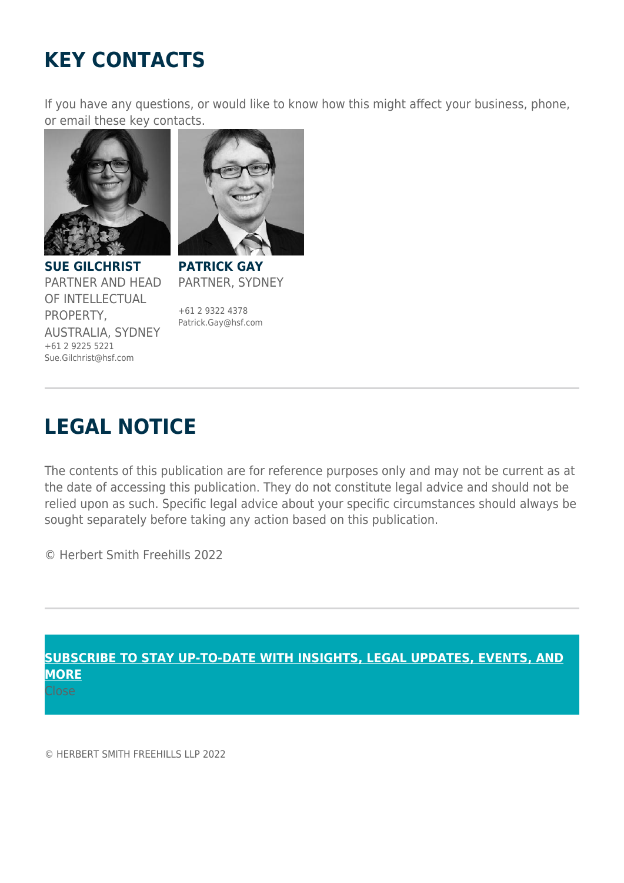## KEY CONTACTS

If you have any questions, or would like to know how this might affect your business, phone, or email these key contacts.

**SUE GILCHRIST**
PARTNER AND HEAD OF INTELLECTUAL PROPERTY, AUSTRALIA, SYDNEY
+61 2 9225 5221
Sue.Gilchrist@hsf.com

**PATRICK GAY**
PARTNER, SYDNEY

+61 2 9322 4378
Patrick.Gay@hsf.com

## LEGAL NOTICE

The contents of this publication are for reference purposes only and may not be current as at the date of accessing this publication. They do not constitute legal advice and should not be relied upon as such. Specific legal advice about your specific circumstances should always be sought separately before taking any action based on this publication.

© Herbert Smith Freehills 2022

**SUBSCRIBE TO STAY UP-TO-DATE WITH INSIGHTS, LEGAL UPDATES, EVENTS, AND MORE**
Close

© HERBERT SMITH FREEHILLS LLP 2022